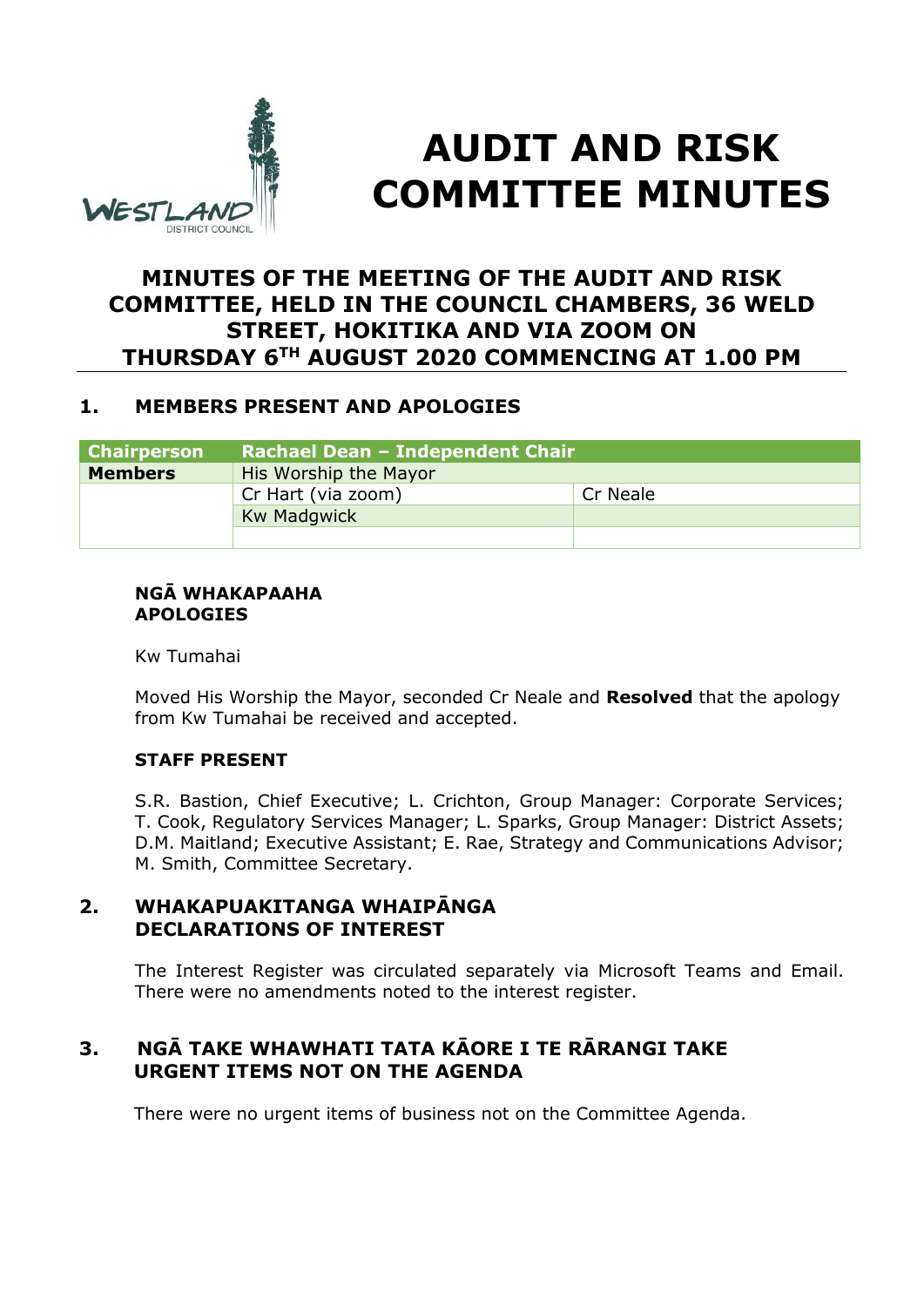# AUDIT AND RISK COMMITTEE MINUTES

## MINUTES OF THE MEETING OF THE AUDIT AND RISK COMMITTEE, HELD IN THE COUNCIL CHAMBERS, 36 WELD STREET, HOKITIKA AND VIA ZOOM ON THURSDAY 6TH AUGUST 2020 COMMENCING AT 1.00 PM

## 1. MEMBERS PRESENT AND APOLOGIES

| Chairperson | Rachael Dean – Independent Chair | |
|---|---|---|
| **Members** | His Worship the Mayor | |
| | Cr Hart (via zoom) | Cr Neale |
| | Kw Madgwick | |
| | | |

**NGĀ WHAKAPAAHA**
**APOLOGIES**

Kw Tumahai

Moved His Worship the Mayor, seconded Cr Neale and **Resolved** that the apology from Kw Tumahai be received and accepted.

**STAFF PRESENT**

S.R. Bastion, Chief Executive; L. Crichton, Group Manager: Corporate Services; T. Cook, Regulatory Services Manager; L. Sparks, Group Manager: District Assets; D.M. Maitland; Executive Assistant; E. Rae, Strategy and Communications Advisor; M. Smith, Committee Secretary.

## 2. WHAKAPUAKITANGA WHAIPĀNGA DECLARATIONS OF INTEREST

The Interest Register was circulated separately via Microsoft Teams and Email. There were no amendments noted to the interest register.

## 3. NGĀ TAKE WHAWHATI TATA KĀORE I TE RĀRANGI TAKE URGENT ITEMS NOT ON THE AGENDA

There were no urgent items of business not on the Committee Agenda.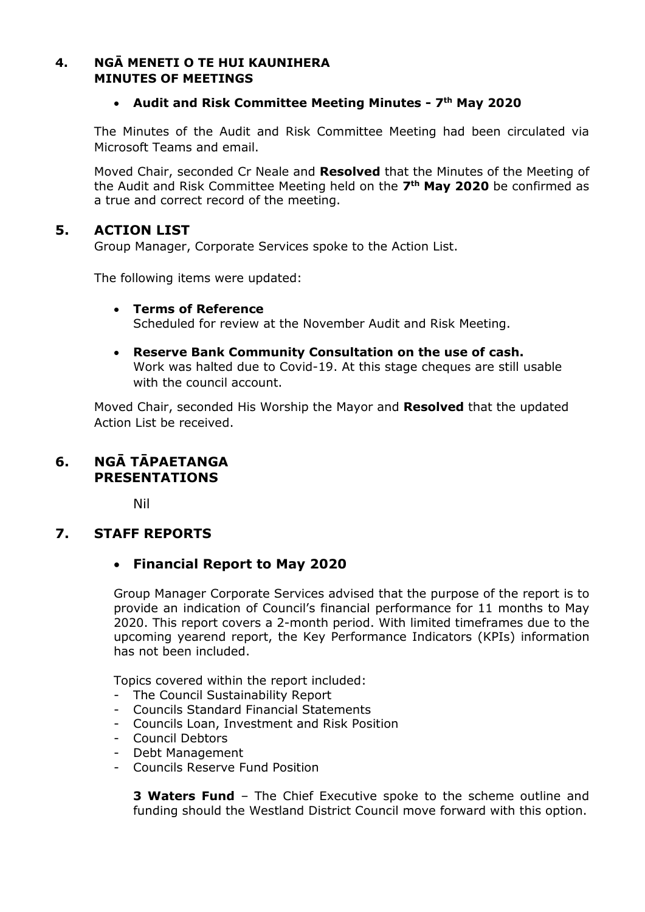## 4. NGĀ MENETI O TE HUI KAUNIHERA MINUTES OF MEETINGS

- **Audit and Risk Committee Meeting Minutes - 7th May 2020**

The Minutes of the Audit and Risk Committee Meeting had been circulated via Microsoft Teams and email.

Moved Chair, seconded Cr Neale and **Resolved** that the Minutes of the Meeting of the Audit and Risk Committee Meeting held on the **7th May 2020** be confirmed as a true and correct record of the meeting.

## 5. ACTION LIST

Group Manager, Corporate Services spoke to the Action List.

The following items were updated:

- **Terms of Reference**
  Scheduled for review at the November Audit and Risk Meeting.

- **Reserve Bank Community Consultation on the use of cash.**
  Work was halted due to Covid-19. At this stage cheques are still usable with the council account.

Moved Chair, seconded His Worship the Mayor and **Resolved** that the updated Action List be received.

## 6. NGĀ TĀPAETANGA PRESENTATIONS

Nil

## 7. STAFF REPORTS

- **Financial Report to May 2020**

Group Manager Corporate Services advised that the purpose of the report is to provide an indication of Council's financial performance for 11 months to May 2020. This report covers a 2-month period. With limited timeframes due to the upcoming yearend report, the Key Performance Indicators (KPIs) information has not been included.

Topics covered within the report included:
- The Council Sustainability Report
- Councils Standard Financial Statements
- Councils Loan, Investment and Risk Position
- Council Debtors
- Debt Management
- Councils Reserve Fund Position

**3 Waters Fund** – The Chief Executive spoke to the scheme outline and funding should the Westland District Council move forward with this option.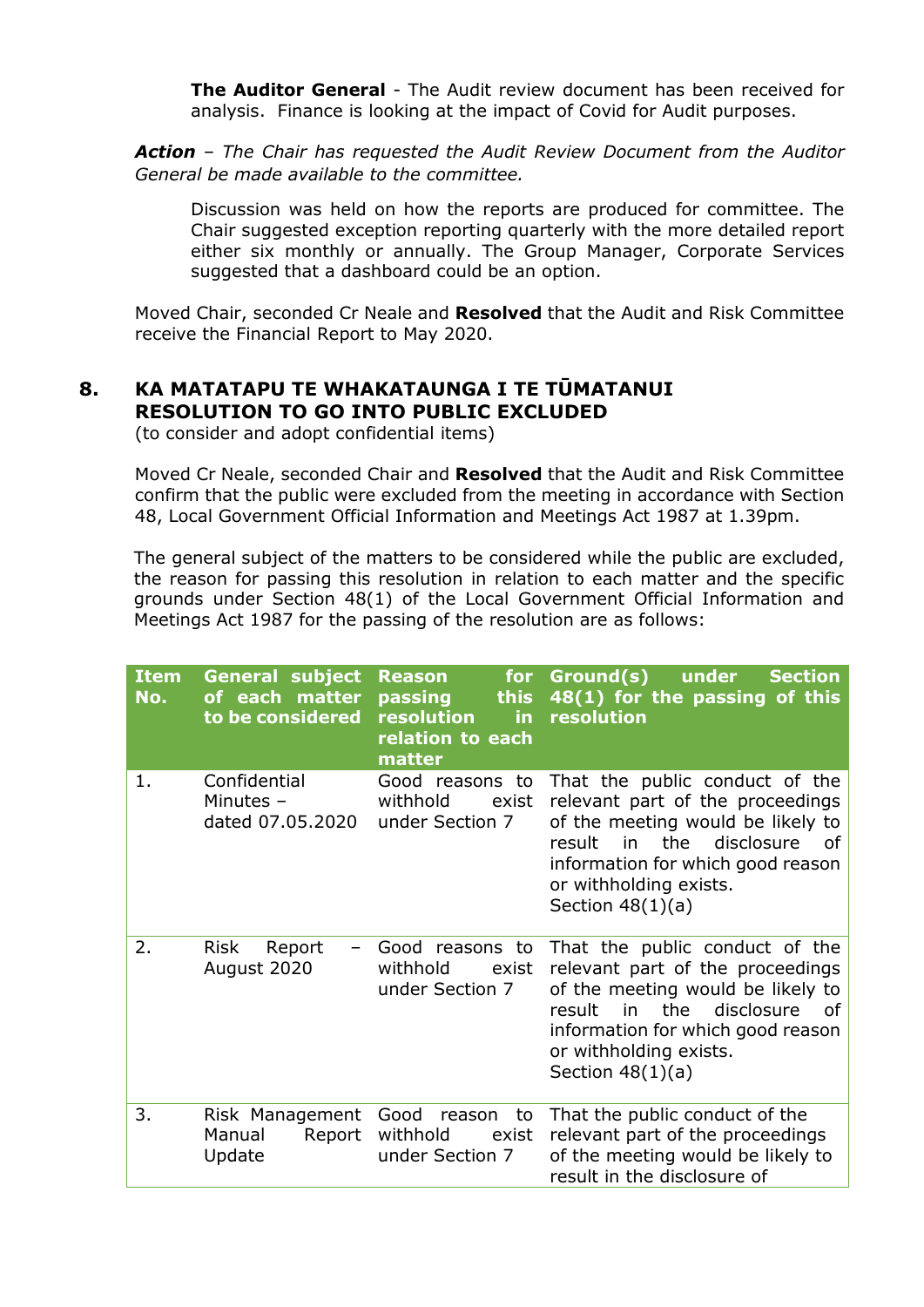**The Auditor General** - The Audit review document has been received for analysis. Finance is looking at the impact of Covid for Audit purposes.

***Action** – The Chair has requested the Audit Review Document from the Auditor General be made available to the committee.*

Discussion was held on how the reports are produced for committee. The Chair suggested exception reporting quarterly with the more detailed report either six monthly or annually. The Group Manager, Corporate Services suggested that a dashboard could be an option.

Moved Chair, seconded Cr Neale and **Resolved** that the Audit and Risk Committee receive the Financial Report to May 2020.

## 8. KA MATATAPU TE WHAKATAUNGA I TE TŪMATANUI RESOLUTION TO GO INTO PUBLIC EXCLUDED

(to consider and adopt confidential items)

Moved Cr Neale, seconded Chair and **Resolved** that the Audit and Risk Committee confirm that the public were excluded from the meeting in accordance with Section 48, Local Government Official Information and Meetings Act 1987 at 1.39pm.

The general subject of the matters to be considered while the public are excluded, the reason for passing this resolution in relation to each matter and the specific grounds under Section 48(1) of the Local Government Official Information and Meetings Act 1987 for the passing of the resolution are as follows:

| Item No. | General subject of each matter to be considered | Reason for passing this resolution in relation to each matter | Ground(s) under Section 48(1) for the passing of this resolution |
|---|---|---|---|
| 1. | Confidential Minutes – dated 07.05.2020 | Good reasons to withhold exist under Section 7 | That the public conduct of the relevant part of the proceedings of the meeting would be likely to result in the disclosure of information for which good reason or withholding exists. Section 48(1)(a) |
| 2. | Risk Report – August 2020 | Good reasons to withhold exist under Section 7 | That the public conduct of the relevant part of the proceedings of the meeting would be likely to result in the disclosure of information for which good reason or withholding exists. Section 48(1)(a) |
| 3. | Risk Management Manual Report Update | Good reason to withhold exist under Section 7 | That the public conduct of the relevant part of the proceedings of the meeting would be likely to result in the disclosure of |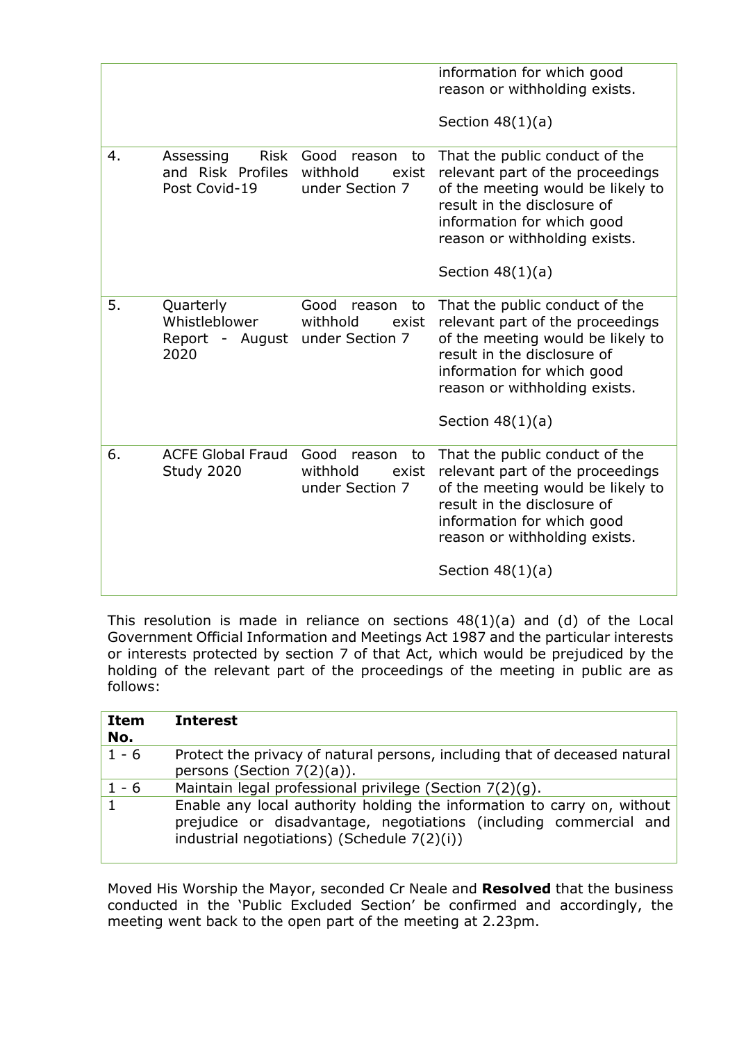| | | | |
|---|---|---|---|
| | | | information for which good reason or withholding exists.<br><br>Section 48(1)(a) |
| 4. | Assessing Risk and Risk Profiles Post Covid-19 | Good reason to withhold exist under Section 7 | That the public conduct of the relevant part of the proceedings of the meeting would be likely to result in the disclosure of information for which good reason or withholding exists.<br><br>Section 48(1)(a) |
| 5. | Quarterly Whistleblower Report - August 2020 | Good reason to withhold exist under Section 7 | That the public conduct of the relevant part of the proceedings of the meeting would be likely to result in the disclosure of information for which good reason or withholding exists.<br><br>Section 48(1)(a) |
| 6. | ACFE Global Fraud Study 2020 | Good reason to withhold exist under Section 7 | That the public conduct of the relevant part of the proceedings of the meeting would be likely to result in the disclosure of information for which good reason or withholding exists.<br><br>Section 48(1)(a) |

This resolution is made in reliance on sections 48(1)(a) and (d) of the Local Government Official Information and Meetings Act 1987 and the particular interests or interests protected by section 7 of that Act, which would be prejudiced by the holding of the relevant part of the proceedings of the meeting in public are as follows:

| Item No. | Interest |
|---|---|
| 1 - 6 | Protect the privacy of natural persons, including that of deceased natural persons (Section 7(2)(a)). |
| 1 - 6 | Maintain legal professional privilege (Section 7(2)(g). |
| 1 | Enable any local authority holding the information to carry on, without prejudice or disadvantage, negotiations (including commercial and industrial negotiations) (Schedule 7(2)(i)) |

Moved His Worship the Mayor, seconded Cr Neale and **Resolved** that the business conducted in the 'Public Excluded Section' be confirmed and accordingly, the meeting went back to the open part of the meeting at 2.23pm.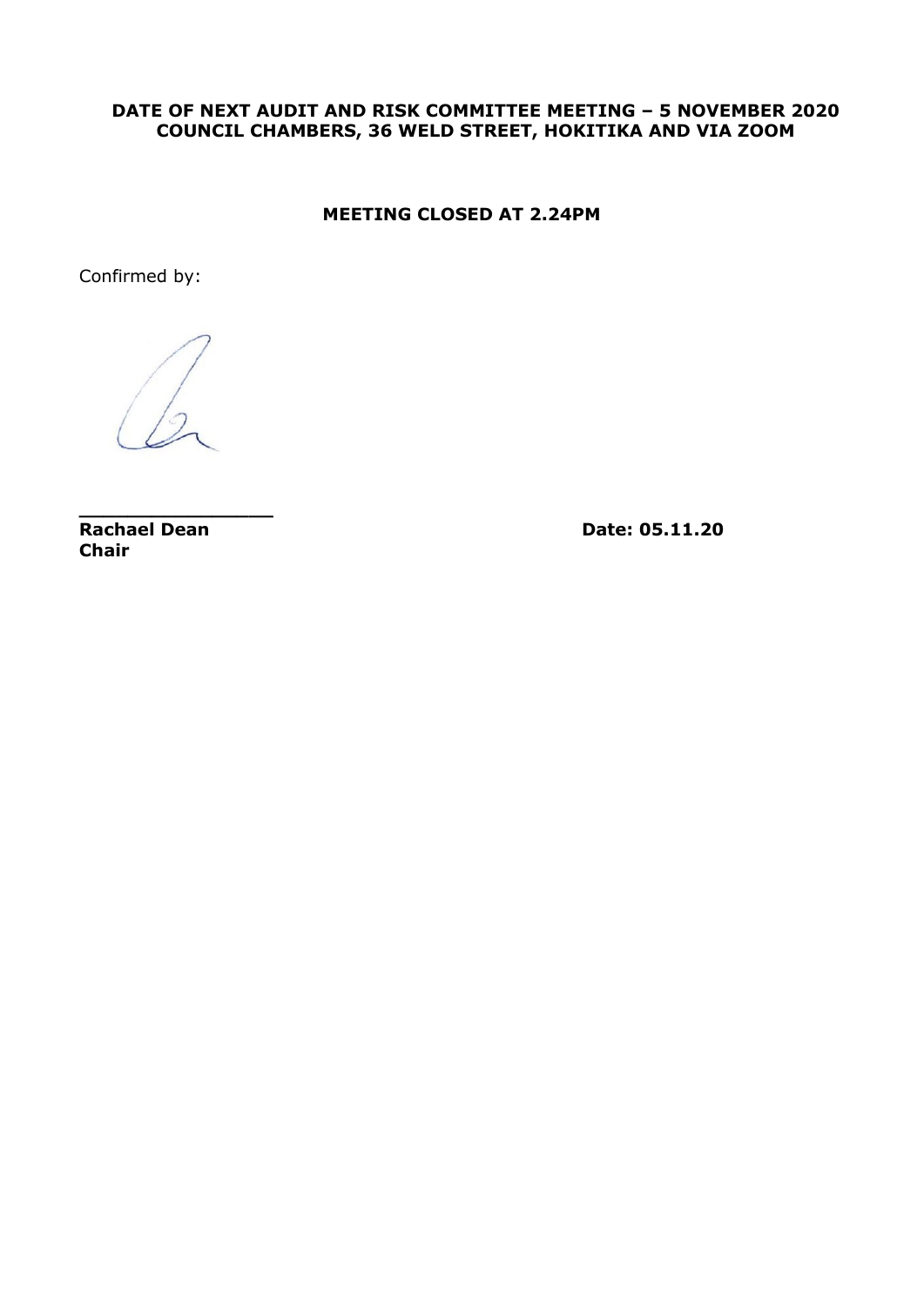**DATE OF NEXT AUDIT AND RISK COMMITTEE MEETING – 5 NOVEMBER 2020**
**COUNCIL CHAMBERS, 36 WELD STREET, HOKITIKA AND VIA ZOOM**

**MEETING CLOSED AT 2.24PM**

Confirmed by:

_______________
**Rachael Dean**
**Chair**

**Date: 05.11.20**